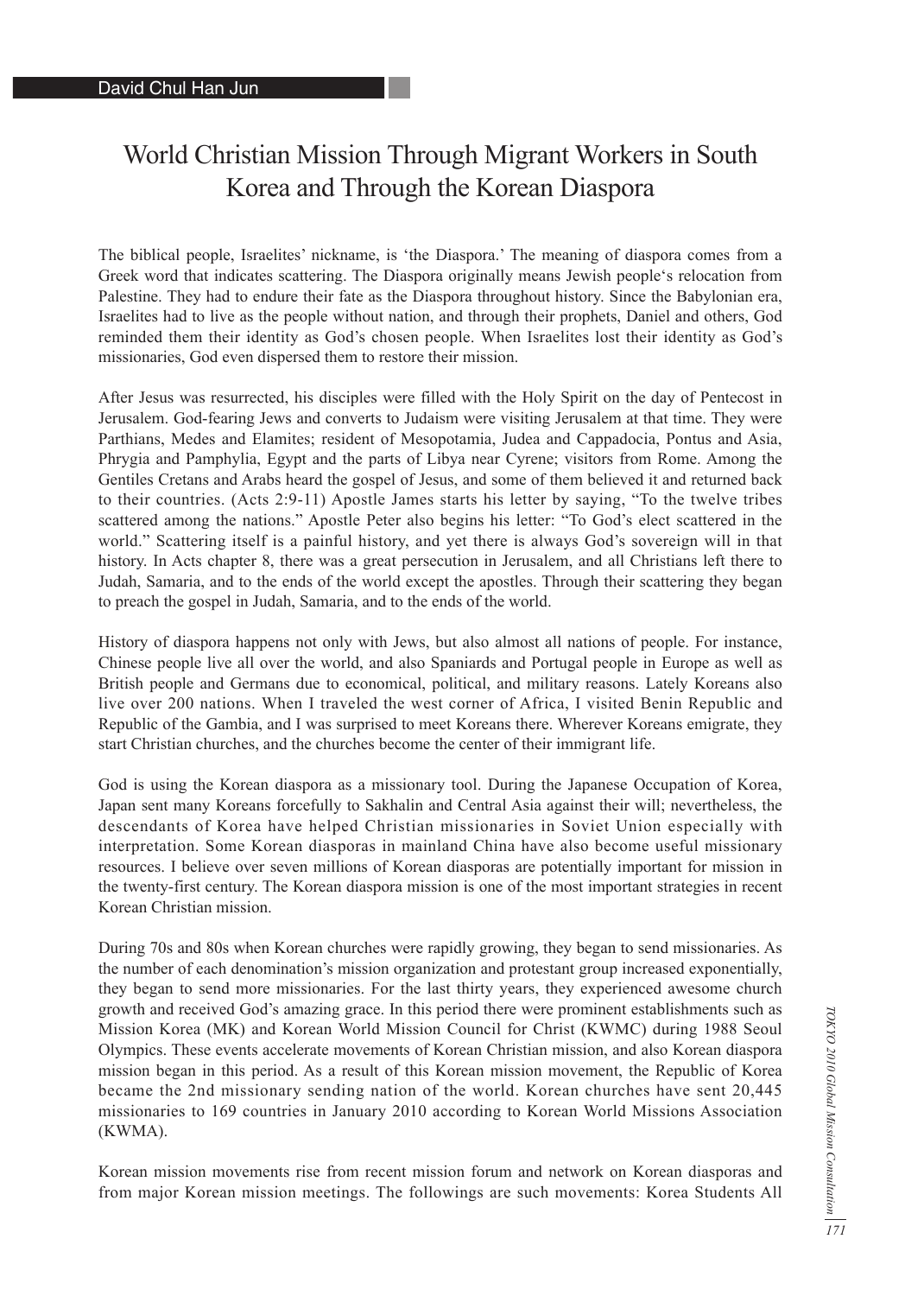David Chul Han Jun

# World Christian Mission Through Migrant Workers in South Korea and Through the Korean Diaspora

The biblical people, Israelites' nickname, is 'the Diaspora.' The meaning of diaspora comes from a Greek word that indicates scattering. The Diaspora originally means Jewish people's relocation from Palestine. They had to endure their fate as the Diaspora throughout history. Since the Babylonian era, Israelites had to live as the people without nation, and through their prophets, Daniel and others, God reminded them their identity as God's chosen people. When Israelites lost their identity as God's missionaries, God even dispersed them to restore their mission.

After Jesus was resurrected, his disciples were filled with the Holy Spirit on the day of Pentecost in Jerusalem. God-fearing Jews and converts to Judaism were visiting Jerusalem at that time. They were Parthians, Medes and Elamites; resident of Mesopotamia, Judea and Cappadocia, Pontus and Asia, Phrygia and Pamphylia, Egypt and the parts of Libya near Cyrene; visitors from Rome. Among the Gentiles Cretans and Arabs heard the gospel of Jesus, and some of them believed it and returned back to their countries. (Acts 2:9-11) Apostle James starts his letter by saying, "To the twelve tribes scattered among the nations." Apostle Peter also begins his letter: "To God's elect scattered in the world." Scattering itself is a painful history, and yet there is always God's sovereign will in that history. In Acts chapter 8, there was a great persecution in Jerusalem, and all Christians left there to Judah, Samaria, and to the ends of the world except the apostles. Through their scattering they began to preach the gospel in Judah, Samaria, and to the ends of the world.

History of diaspora happens not only with Jews, but also almost all nations of people. For instance, Chinese people live all over the world, and also Spaniards and Portugal people in Europe as well as British people and Germans due to economical, political, and military reasons. Lately Koreans also live over 200 nations. When I traveled the west corner of Africa, I visited Benin Republic and Republic of the Gambia, and I was surprised to meet Koreans there. Wherever Koreans emigrate, they start Christian churches, and the churches become the center of their immigrant life.

God is using the Korean diaspora as a missionary tool. During the Japanese Occupation of Korea, Japan sent many Koreans forcefully to Sakhalin and Central Asia against their will; nevertheless, the descendants of Korea have helped Christian missionaries in Soviet Union especially with interpretation. Some Korean diasporas in mainland China have also become useful missionary resources. I believe over seven millions of Korean diasporas are potentially important for mission in the twenty-first century. The Korean diaspora mission is one of the most important strategies in recent Korean Christian mission.

During 70s and 80s when Korean churches were rapidly growing, they began to send missionaries. As the number of each denomination's mission organization and protestant group increased exponentially, they began to send more missionaries. For the last thirty years, they experienced awesome church growth and received God's amazing grace. In this period there were prominent establishments such as Mission Korea (MK) and Korean World Mission Council for Christ (KWMC) during 1988 Seoul Olympics. These events accelerate movements of Korean Christian mission, and also Korean diaspora mission began in this period. As a result of this Korean mission movement, the Republic of Korea became the 2nd missionary sending nation of the world. Korean churches have sent 20,445 missionaries to 169 countries in January 2010 according to Korean World Missions Association (KWMA).

Korean mission movements rise from recent mission forum and network on Korean diasporas and from major Korean mission meetings. The followings are such movements: Korea Students All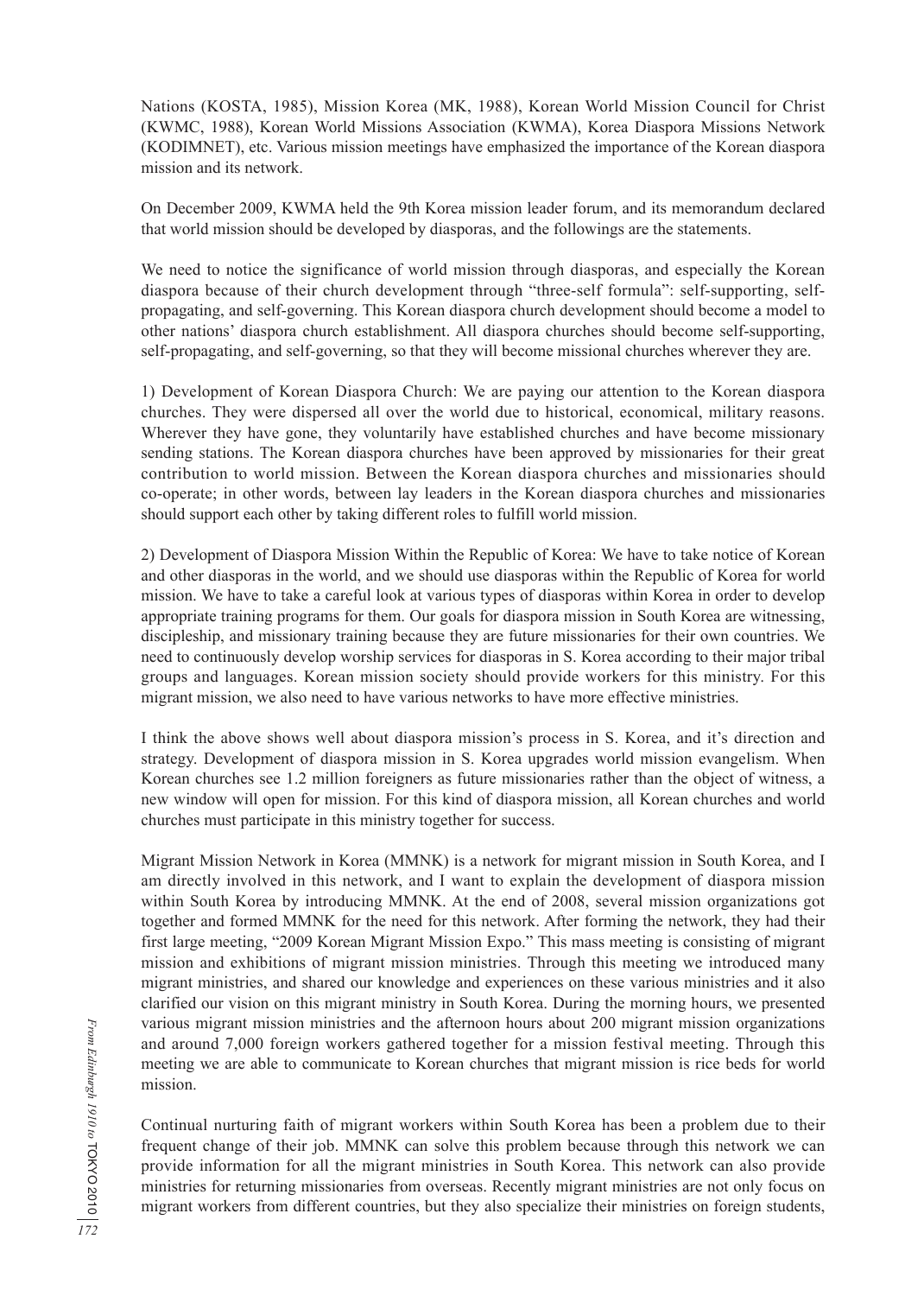Nations (KOSTA, 1985), Mission Korea (MK, 1988), Korean World Mission Council for Christ (KWMC, 1988), Korean World Missions Association (KWMA), Korea Diaspora Missions Network (KODIMNET), etc. Various mission meetings have emphasized the importance of the Korean diaspora mission and its network.

On December 2009, KWMA held the 9th Korea mission leader forum, and its memorandum declared that world mission should be developed by diasporas, and the followings are the statements.

We need to notice the significance of world mission through diasporas, and especially the Korean diaspora because of their church development through "three-self formula": self-supporting, self-propagating, and self-governing. This Korean diaspora church development should become a model to other nations' diaspora church establishment. All diaspora churches should become self-supporting, self-propagating, and self-governing, so that they will become missional churches wherever they are.

1) Development of Korean Diaspora Church: We are paying our attention to the Korean diaspora churches. They were dispersed all over the world due to historical, economical, military reasons. Wherever they have gone, they voluntarily have established churches and have become missionary sending stations. The Korean diaspora churches have been approved by missionaries for their great contribution to world mission. Between the Korean diaspora churches and missionaries should co-operate; in other words, between lay leaders in the Korean diaspora churches and missionaries should support each other by taking different roles to fulfill world mission.

2) Development of Diaspora Mission Within the Republic of Korea: We have to take notice of Korean and other diasporas in the world, and we should use diasporas within the Republic of Korea for world mission. We have to take a careful look at various types of diasporas within Korea in order to develop appropriate training programs for them. Our goals for diaspora mission in South Korea are witnessing, discipleship, and missionary training because they are future missionaries for their own countries. We need to continuously develop worship services for diasporas in S. Korea according to their major tribal groups and languages. Korean mission society should provide workers for this ministry. For this migrant mission, we also need to have various networks to have more effective ministries.

I think the above shows well about diaspora mission's process in S. Korea, and it's direction and strategy. Development of diaspora mission in S. Korea upgrades world mission evangelism. When Korean churches see 1.2 million foreigners as future missionaries rather than the object of witness, a new window will open for mission. For this kind of diaspora mission, all Korean churches and world churches must participate in this ministry together for success.

Migrant Mission Network in Korea (MMNK) is a network for migrant mission in South Korea, and I am directly involved in this network, and I want to explain the development of diaspora mission within South Korea by introducing MMNK. At the end of 2008, several mission organizations got together and formed MMNK for the need for this network. After forming the network, they had their first large meeting, "2009 Korean Migrant Mission Expo." This mass meeting is consisting of migrant mission and exhibitions of migrant mission ministries. Through this meeting we introduced many migrant ministries, and shared our knowledge and experiences on these various ministries and it also clarified our vision on this migrant ministry in South Korea. During the morning hours, we presented various migrant mission ministries and the afternoon hours about 200 migrant mission organizations and around 7,000 foreign workers gathered together for a mission festival meeting. Through this meeting we are able to communicate to Korean churches that migrant mission is rice beds for world mission.

Continual nurturing faith of migrant workers within South Korea has been a problem due to their frequent change of their job. MMNK can solve this problem because through this network we can provide information for all the migrant ministries in South Korea. This network can also provide ministries for returning missionaries from overseas. Recently migrant ministries are not only focus on migrant workers from different countries, but they also specialize their ministries on foreign students,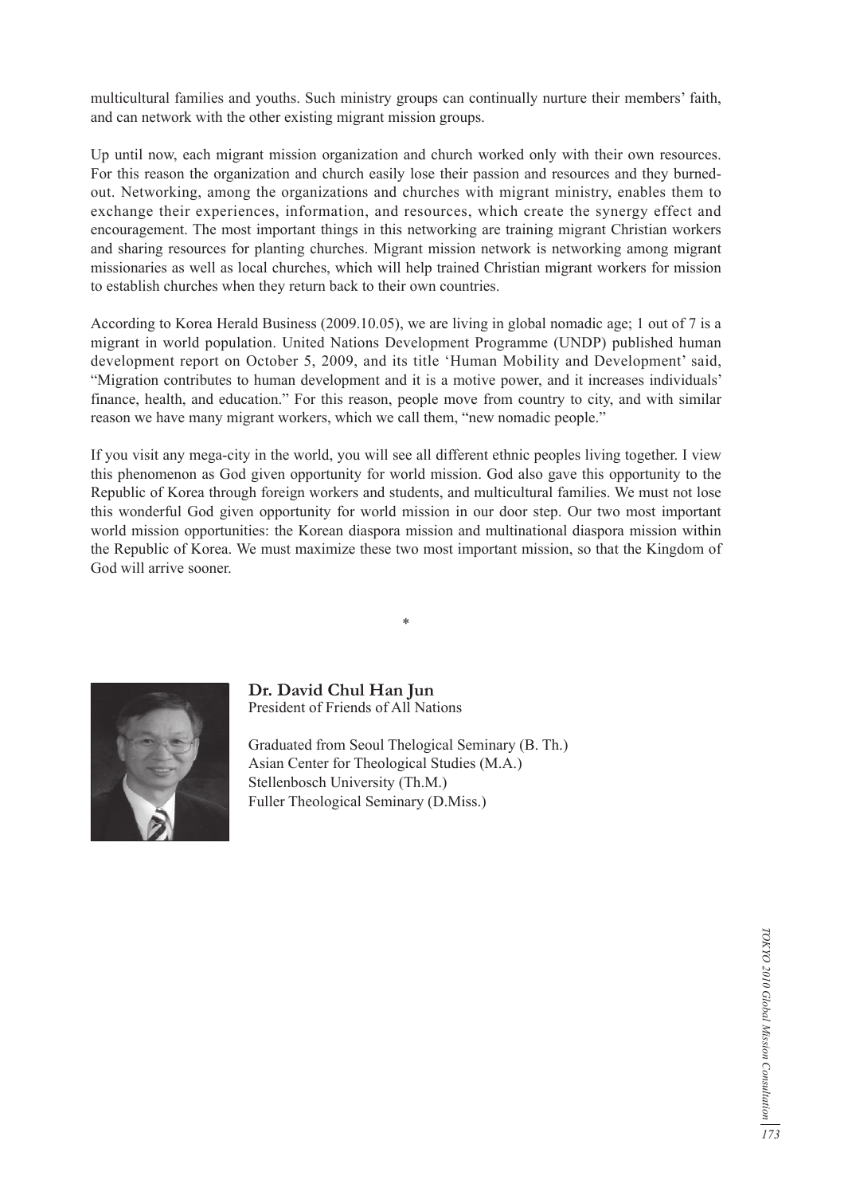multicultural families and youths. Such ministry groups can continually nurture their members' faith, and can network with the other existing migrant mission groups.

Up until now, each migrant mission organization and church worked only with their own resources. For this reason the organization and church easily lose their passion and resources and they burned-out. Networking, among the organizations and churches with migrant ministry, enables them to exchange their experiences, information, and resources, which create the synergy effect and encouragement. The most important things in this networking are training migrant Christian workers and sharing resources for planting churches. Migrant mission network is networking among migrant missionaries as well as local churches, which will help trained Christian migrant workers for mission to establish churches when they return back to their own countries.

According to Korea Herald Business (2009.10.05), we are living in global nomadic age; 1 out of 7 is a migrant in world population. United Nations Development Programme (UNDP) published human development report on October 5, 2009, and its title 'Human Mobility and Development' said, "Migration contributes to human development and it is a motive power, and it increases individuals' finance, health, and education." For this reason, people move from country to city, and with similar reason we have many migrant workers, which we call them, "new nomadic people."

If you visit any mega-city in the world, you will see all different ethnic peoples living together. I view this phenomenon as God given opportunity for world mission. God also gave this opportunity to the Republic of Korea through foreign workers and students, and multicultural families. We must not lose this wonderful God given opportunity for world mission in our door step. Our two most important world mission opportunities: the Korean diaspora mission and multinational diaspora mission within the Republic of Korea. We must maximize these two most important mission, so that the Kingdom of God will arrive sooner.

*

**Dr. David Chul Han Jun**
President of Friends of All Nations

Graduated from Seoul Thelogical Seminary (B. Th.)
Asian Center for Theological Studies (M.A.)
Stellenbosch University (Th.M.)
Fuller Theological Seminary (D.Miss.)